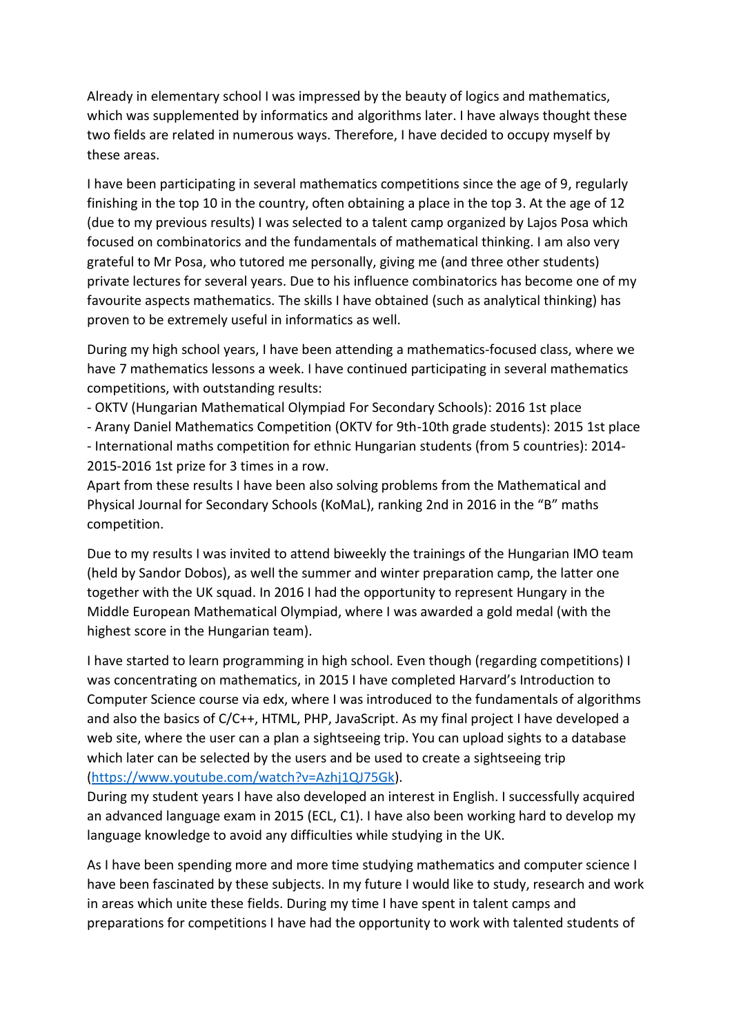Already in elementary school I was impressed by the beauty of logics and mathematics, which was supplemented by informatics and algorithms later. I have always thought these two fields are related in numerous ways. Therefore, I have decided to occupy myself by these areas.

I have been participating in several mathematics competitions since the age of 9, regularly finishing in the top 10 in the country, often obtaining a place in the top 3. At the age of 12 (due to my previous results) I was selected to a talent camp organized by Lajos Posa which focused on combinatorics and the fundamentals of mathematical thinking. I am also very grateful to Mr Posa, who tutored me personally, giving me (and three other students) private lectures for several years. Due to his influence combinatorics has become one of my favourite aspects mathematics. The skills I have obtained (such as analytical thinking) has proven to be extremely useful in informatics as well.

During my high school years, I have been attending a mathematics-focused class, where we have 7 mathematics lessons a week. I have continued participating in several mathematics competitions, with outstanding results:
- OKTV (Hungarian Mathematical Olympiad For Secondary Schools): 2016 1st place
- Arany Daniel Mathematics Competition (OKTV for 9th-10th grade students): 2015 1st place
- International maths competition for ethnic Hungarian students (from 5 countries): 2014-2015-2016 1st prize for 3 times in a row.

Apart from these results I have been also solving problems from the Mathematical and Physical Journal for Secondary Schools (KoMaL), ranking 2nd in 2016 in the "B" maths competition.

Due to my results I was invited to attend biweekly the trainings of the Hungarian IMO team (held by Sandor Dobos), as well the summer and winter preparation camp, the latter one together with the UK squad. In 2016 I had the opportunity to represent Hungary in the Middle European Mathematical Olympiad, where I was awarded a gold medal (with the highest score in the Hungarian team).

I have started to learn programming in high school. Even though (regarding competitions) I was concentrating on mathematics, in 2015 I have completed Harvard's Introduction to Computer Science course via edx, where I was introduced to the fundamentals of algorithms and also the basics of C/C++, HTML, PHP, JavaScript. As my final project I have developed a web site, where the user can a plan a sightseeing trip. You can upload sights to a database which later can be selected by the users and be used to create a sightseeing trip ([https://www.youtube.com/watch?v=Azhj1QJ75Gk](https://www.youtube.com/watch?v=Azhj1QJ75Gk)).

During my student years I have also developed an interest in English. I successfully acquired an advanced language exam in 2015 (ECL, C1). I have also been working hard to develop my language knowledge to avoid any difficulties while studying in the UK.

As I have been spending more and more time studying mathematics and computer science I have been fascinated by these subjects. In my future I would like to study, research and work in areas which unite these fields. During my time I have spent in talent camps and preparations for competitions I have had the opportunity to work with talented students of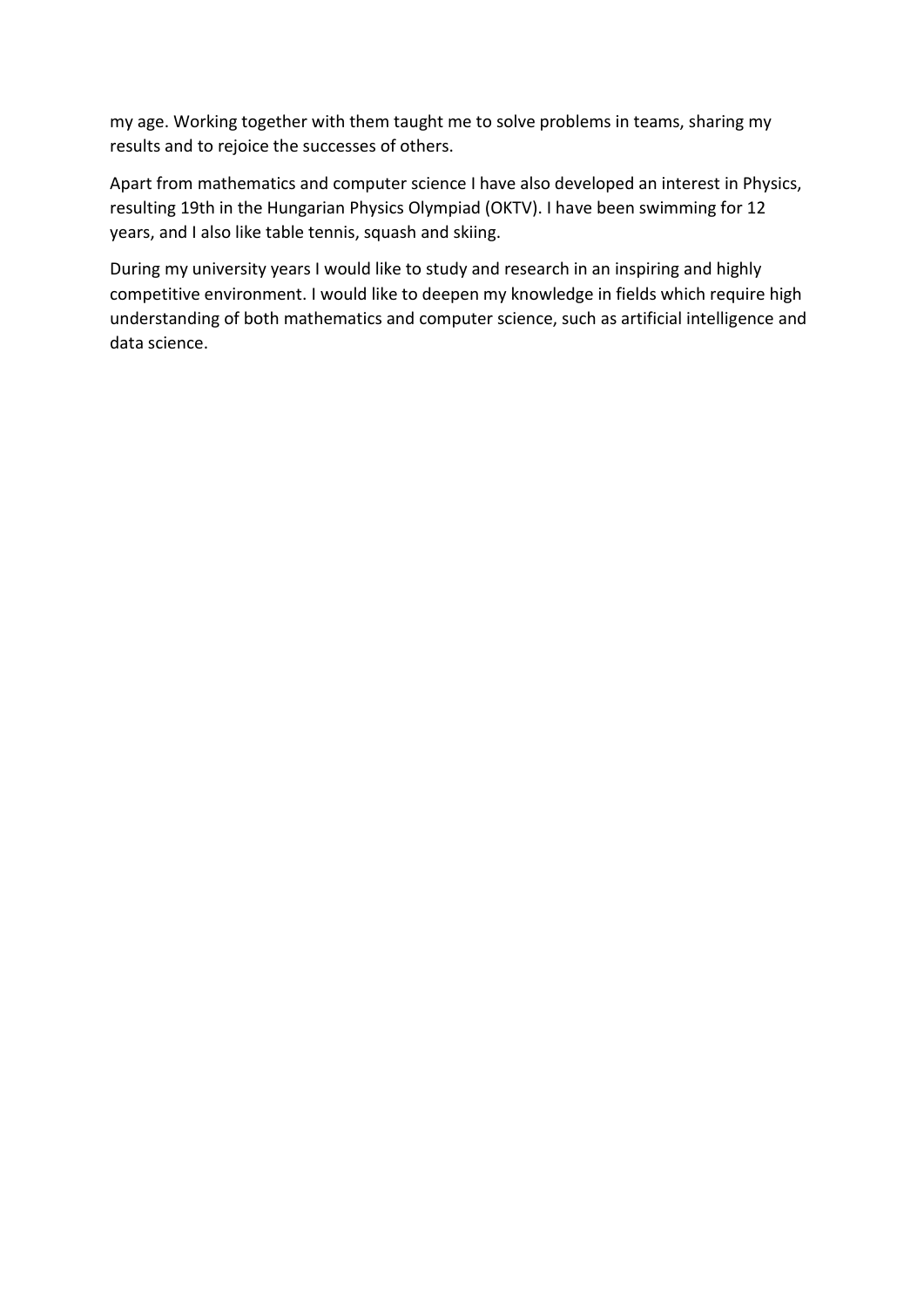my age. Working together with them taught me to solve problems in teams, sharing my results and to rejoice the successes of others.

Apart from mathematics and computer science I have also developed an interest in Physics, resulting 19th in the Hungarian Physics Olympiad (OKTV). I have been swimming for 12 years, and I also like table tennis, squash and skiing.

During my university years I would like to study and research in an inspiring and highly competitive environment. I would like to deepen my knowledge in fields which require high understanding of both mathematics and computer science, such as artificial intelligence and data science.